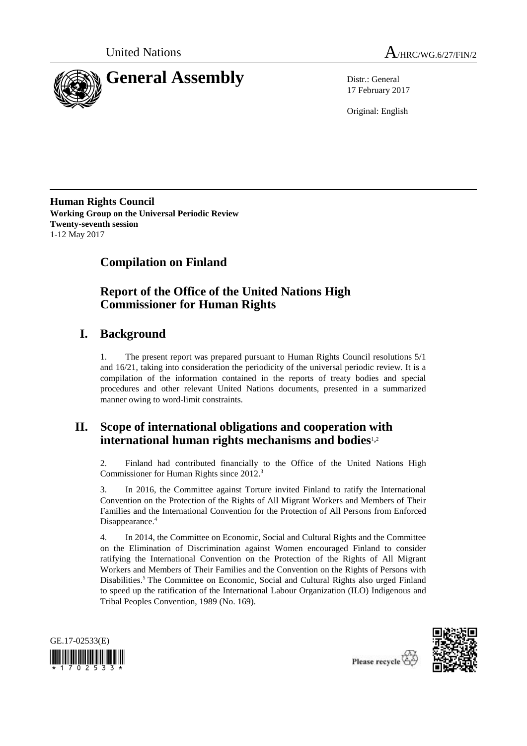United Nations A/HRC/WG.6/27/FIN/2

# General Assembly

Distr.: General
17 February 2017

Original: English

**Human Rights Council**
**Working Group on the Universal Periodic Review**
**Twenty-seventh session**
1-12 May 2017

## Compilation on Finland

## Report of the Office of the United Nations High Commissioner for Human Rights

## I. Background

1. The present report was prepared pursuant to Human Rights Council resolutions 5/1 and 16/21, taking into consideration the periodicity of the universal periodic review. It is a compilation of the information contained in the reports of treaty bodies and special procedures and other relevant United Nations documents, presented in a summarized manner owing to word-limit constraints.

## II. Scope of international obligations and cooperation with international human rights mechanisms and bodies[1,2]

2. Finland had contributed financially to the Office of the United Nations High Commissioner for Human Rights since 2012.[3]

3. In 2016, the Committee against Torture invited Finland to ratify the International Convention on the Protection of the Rights of All Migrant Workers and Members of Their Families and the International Convention for the Protection of All Persons from Enforced Disappearance.[4]

4. In 2014, the Committee on Economic, Social and Cultural Rights and the Committee on the Elimination of Discrimination against Women encouraged Finland to consider ratifying the International Convention on the Protection of the Rights of All Migrant Workers and Members of Their Families and the Convention on the Rights of Persons with Disabilities.[5] The Committee on Economic, Social and Cultural Rights also urged Finland to speed up the ratification of the International Labour Organization (ILO) Indigenous and Tribal Peoples Convention, 1989 (No. 169).

GE.17-02533(E)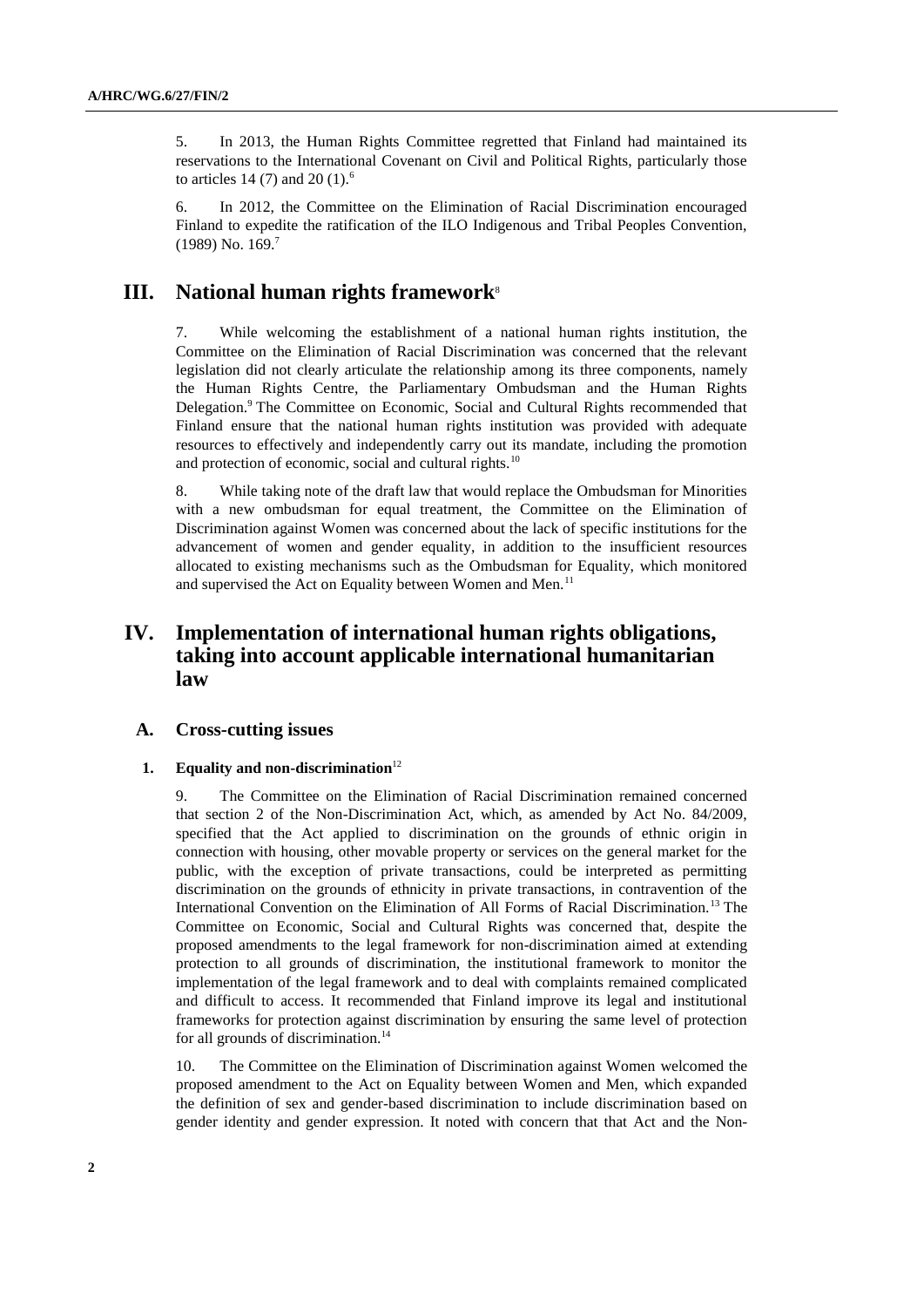5. In 2013, the Human Rights Committee regretted that Finland had maintained its reservations to the International Covenant on Civil and Political Rights, particularly those to articles 14 (7) and 20 (1).[6]

6. In 2012, the Committee on the Elimination of Racial Discrimination encouraged Finland to expedite the ratification of the ILO Indigenous and Tribal Peoples Convention, (1989) No. 169.[7]

# III. National human rights framework[8]

7. While welcoming the establishment of a national human rights institution, the Committee on the Elimination of Racial Discrimination was concerned that the relevant legislation did not clearly articulate the relationship among its three components, namely the Human Rights Centre, the Parliamentary Ombudsman and the Human Rights Delegation.[9] The Committee on Economic, Social and Cultural Rights recommended that Finland ensure that the national human rights institution was provided with adequate resources to effectively and independently carry out its mandate, including the promotion and protection of economic, social and cultural rights.[10]

8. While taking note of the draft law that would replace the Ombudsman for Minorities with a new ombudsman for equal treatment, the Committee on the Elimination of Discrimination against Women was concerned about the lack of specific institutions for the advancement of women and gender equality, in addition to the insufficient resources allocated to existing mechanisms such as the Ombudsman for Equality, which monitored and supervised the Act on Equality between Women and Men.[11]

# IV. Implementation of international human rights obligations, taking into account applicable international humanitarian law

## A. Cross-cutting issues

### 1. Equality and non-discrimination[12]

9. The Committee on the Elimination of Racial Discrimination remained concerned that section 2 of the Non-Discrimination Act, which, as amended by Act No. 84/2009, specified that the Act applied to discrimination on the grounds of ethnic origin in connection with housing, other movable property or services on the general market for the public, with the exception of private transactions, could be interpreted as permitting discrimination on the grounds of ethnicity in private transactions, in contravention of the International Convention on the Elimination of All Forms of Racial Discrimination.[13] The Committee on Economic, Social and Cultural Rights was concerned that, despite the proposed amendments to the legal framework for non-discrimination aimed at extending protection to all grounds of discrimination, the institutional framework to monitor the implementation of the legal framework and to deal with complaints remained complicated and difficult to access. It recommended that Finland improve its legal and institutional frameworks for protection against discrimination by ensuring the same level of protection for all grounds of discrimination.[14]

10. The Committee on the Elimination of Discrimination against Women welcomed the proposed amendment to the Act on Equality between Women and Men, which expanded the definition of sex and gender-based discrimination to include discrimination based on gender identity and gender expression. It noted with concern that that Act and the Non-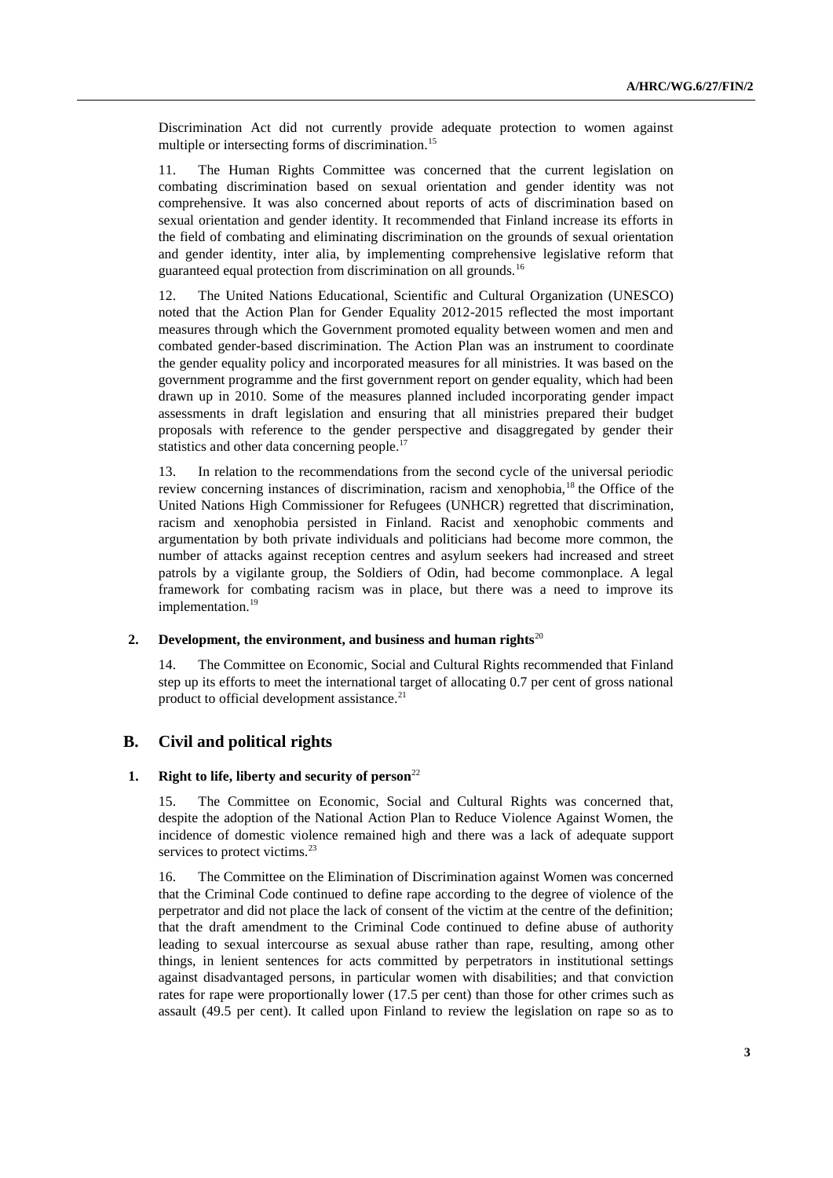Discrimination Act did not currently provide adequate protection to women against multiple or intersecting forms of discrimination.[15]

11. The Human Rights Committee was concerned that the current legislation on combating discrimination based on sexual orientation and gender identity was not comprehensive. It was also concerned about reports of acts of discrimination based on sexual orientation and gender identity. It recommended that Finland increase its efforts in the field of combating and eliminating discrimination on the grounds of sexual orientation and gender identity, inter alia, by implementing comprehensive legislative reform that guaranteed equal protection from discrimination on all grounds.[16]

12. The United Nations Educational, Scientific and Cultural Organization (UNESCO) noted that the Action Plan for Gender Equality 2012-2015 reflected the most important measures through which the Government promoted equality between women and men and combated gender-based discrimination. The Action Plan was an instrument to coordinate the gender equality policy and incorporated measures for all ministries. It was based on the government programme and the first government report on gender equality, which had been drawn up in 2010. Some of the measures planned included incorporating gender impact assessments in draft legislation and ensuring that all ministries prepared their budget proposals with reference to the gender perspective and disaggregated by gender their statistics and other data concerning people.[17]

13. In relation to the recommendations from the second cycle of the universal periodic review concerning instances of discrimination, racism and xenophobia,[18] the Office of the United Nations High Commissioner for Refugees (UNHCR) regretted that discrimination, racism and xenophobia persisted in Finland. Racist and xenophobic comments and argumentation by both private individuals and politicians had become more common, the number of attacks against reception centres and asylum seekers had increased and street patrols by a vigilante group, the Soldiers of Odin, had become commonplace. A legal framework for combating racism was in place, but there was a need to improve its implementation.[19]

### 2. Development, the environment, and business and human rights[20]

14. The Committee on Economic, Social and Cultural Rights recommended that Finland step up its efforts to meet the international target of allocating 0.7 per cent of gross national product to official development assistance.[21]

## B. Civil and political rights

### 1. Right to life, liberty and security of person[22]

15. The Committee on Economic, Social and Cultural Rights was concerned that, despite the adoption of the National Action Plan to Reduce Violence Against Women, the incidence of domestic violence remained high and there was a lack of adequate support services to protect victims.[23]

16. The Committee on the Elimination of Discrimination against Women was concerned that the Criminal Code continued to define rape according to the degree of violence of the perpetrator and did not place the lack of consent of the victim at the centre of the definition; that the draft amendment to the Criminal Code continued to define abuse of authority leading to sexual intercourse as sexual abuse rather than rape, resulting, among other things, in lenient sentences for acts committed by perpetrators in institutional settings against disadvantaged persons, in particular women with disabilities; and that conviction rates for rape were proportionally lower (17.5 per cent) than those for other crimes such as assault (49.5 per cent). It called upon Finland to review the legislation on rape so as to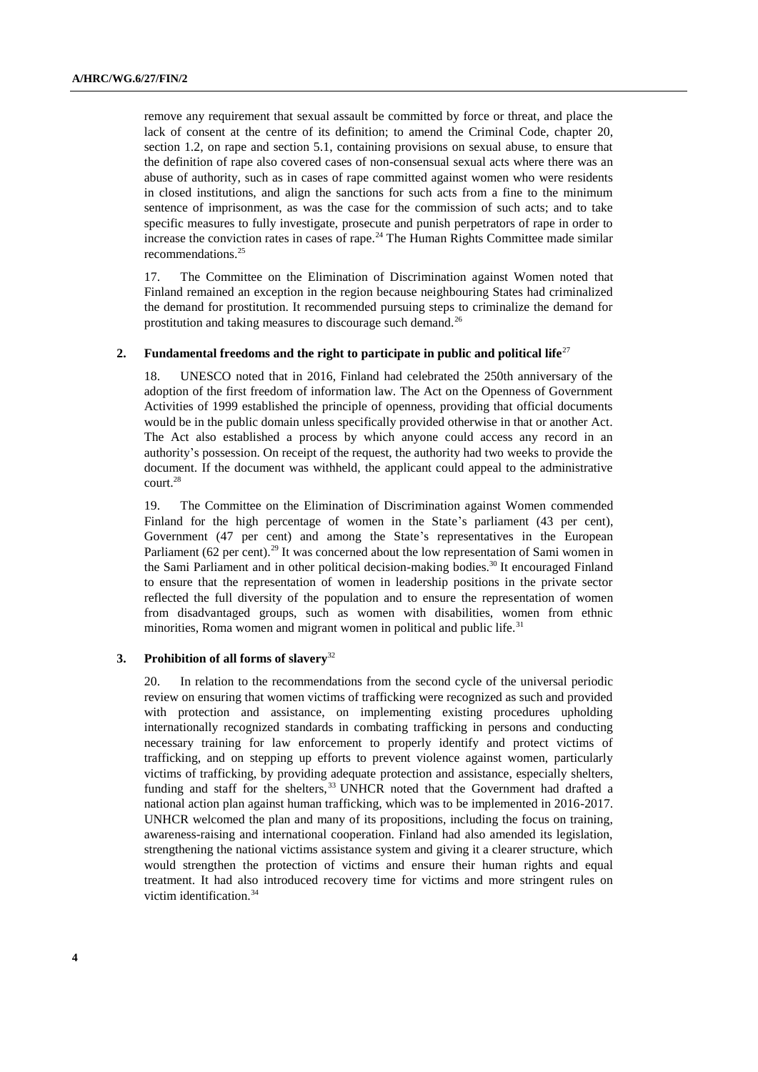remove any requirement that sexual assault be committed by force or threat, and place the lack of consent at the centre of its definition; to amend the Criminal Code, chapter 20, section 1.2, on rape and section 5.1, containing provisions on sexual abuse, to ensure that the definition of rape also covered cases of non-consensual sexual acts where there was an abuse of authority, such as in cases of rape committed against women who were residents in closed institutions, and align the sanctions for such acts from a fine to the minimum sentence of imprisonment, as was the case for the commission of such acts; and to take specific measures to fully investigate, prosecute and punish perpetrators of rape in order to increase the conviction rates in cases of rape.[24] The Human Rights Committee made similar recommendations.[25]

17. The Committee on the Elimination of Discrimination against Women noted that Finland remained an exception in the region because neighbouring States had criminalized the demand for prostitution. It recommended pursuing steps to criminalize the demand for prostitution and taking measures to discourage such demand.[26]

### 2. Fundamental freedoms and the right to participate in public and political life[27]

18. UNESCO noted that in 2016, Finland had celebrated the 250th anniversary of the adoption of the first freedom of information law. The Act on the Openness of Government Activities of 1999 established the principle of openness, providing that official documents would be in the public domain unless specifically provided otherwise in that or another Act. The Act also established a process by which anyone could access any record in an authority's possession. On receipt of the request, the authority had two weeks to provide the document. If the document was withheld, the applicant could appeal to the administrative court.[28]

19. The Committee on the Elimination of Discrimination against Women commended Finland for the high percentage of women in the State's parliament (43 per cent), Government (47 per cent) and among the State's representatives in the European Parliament (62 per cent).[29] It was concerned about the low representation of Sami women in the Sami Parliament and in other political decision-making bodies.[30] It encouraged Finland to ensure that the representation of women in leadership positions in the private sector reflected the full diversity of the population and to ensure the representation of women from disadvantaged groups, such as women with disabilities, women from ethnic minorities, Roma women and migrant women in political and public life.[31]

### 3. Prohibition of all forms of slavery[32]

20. In relation to the recommendations from the second cycle of the universal periodic review on ensuring that women victims of trafficking were recognized as such and provided with protection and assistance, on implementing existing procedures upholding internationally recognized standards in combating trafficking in persons and conducting necessary training for law enforcement to properly identify and protect victims of trafficking, and on stepping up efforts to prevent violence against women, particularly victims of trafficking, by providing adequate protection and assistance, especially shelters, funding and staff for the shelters,[33] UNHCR noted that the Government had drafted a national action plan against human trafficking, which was to be implemented in 2016-2017. UNHCR welcomed the plan and many of its propositions, including the focus on training, awareness-raising and international cooperation. Finland had also amended its legislation, strengthening the national victims assistance system and giving it a clearer structure, which would strengthen the protection of victims and ensure their human rights and equal treatment. It had also introduced recovery time for victims and more stringent rules on victim identification.[34]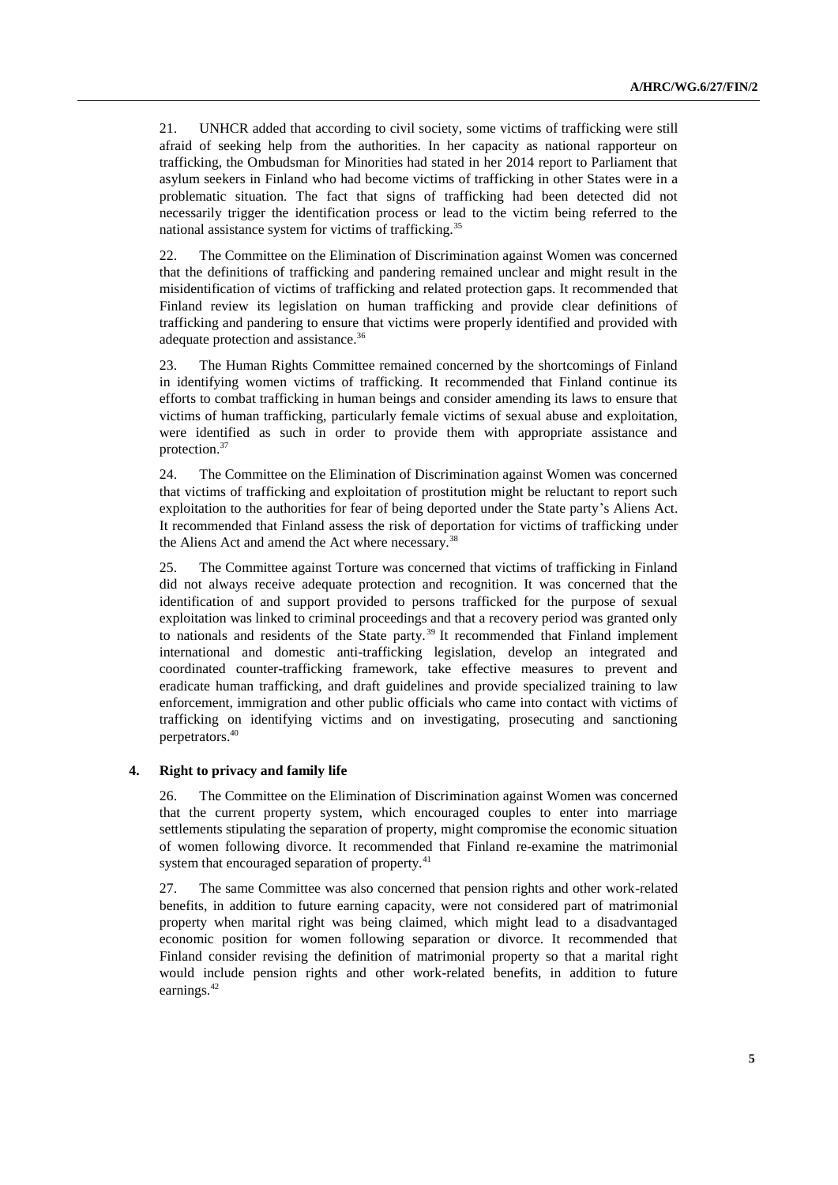21. UNHCR added that according to civil society, some victims of trafficking were still afraid of seeking help from the authorities. In her capacity as national rapporteur on trafficking, the Ombudsman for Minorities had stated in her 2014 report to Parliament that asylum seekers in Finland who had become victims of trafficking in other States were in a problematic situation. The fact that signs of trafficking had been detected did not necessarily trigger the identification process or lead to the victim being referred to the national assistance system for victims of trafficking.[35]

22. The Committee on the Elimination of Discrimination against Women was concerned that the definitions of trafficking and pandering remained unclear and might result in the misidentification of victims of trafficking and related protection gaps. It recommended that Finland review its legislation on human trafficking and provide clear definitions of trafficking and pandering to ensure that victims were properly identified and provided with adequate protection and assistance.[36]

23. The Human Rights Committee remained concerned by the shortcomings of Finland in identifying women victims of trafficking. It recommended that Finland continue its efforts to combat trafficking in human beings and consider amending its laws to ensure that victims of human trafficking, particularly female victims of sexual abuse and exploitation, were identified as such in order to provide them with appropriate assistance and protection.[37]

24. The Committee on the Elimination of Discrimination against Women was concerned that victims of trafficking and exploitation of prostitution might be reluctant to report such exploitation to the authorities for fear of being deported under the State party's Aliens Act. It recommended that Finland assess the risk of deportation for victims of trafficking under the Aliens Act and amend the Act where necessary.[38]

25. The Committee against Torture was concerned that victims of trafficking in Finland did not always receive adequate protection and recognition. It was concerned that the identification of and support provided to persons trafficked for the purpose of sexual exploitation was linked to criminal proceedings and that a recovery period was granted only to nationals and residents of the State party.[39] It recommended that Finland implement international and domestic anti-trafficking legislation, develop an integrated and coordinated counter-trafficking framework, take effective measures to prevent and eradicate human trafficking, and draft guidelines and provide specialized training to law enforcement, immigration and other public officials who came into contact with victims of trafficking on identifying victims and on investigating, prosecuting and sanctioning perpetrators.[40]

### 4. Right to privacy and family life

26. The Committee on the Elimination of Discrimination against Women was concerned that the current property system, which encouraged couples to enter into marriage settlements stipulating the separation of property, might compromise the economic situation of women following divorce. It recommended that Finland re-examine the matrimonial system that encouraged separation of property.[41]

27. The same Committee was also concerned that pension rights and other work-related benefits, in addition to future earning capacity, were not considered part of matrimonial property when marital right was being claimed, which might lead to a disadvantaged economic position for women following separation or divorce. It recommended that Finland consider revising the definition of matrimonial property so that a marital right would include pension rights and other work-related benefits, in addition to future earnings.[42]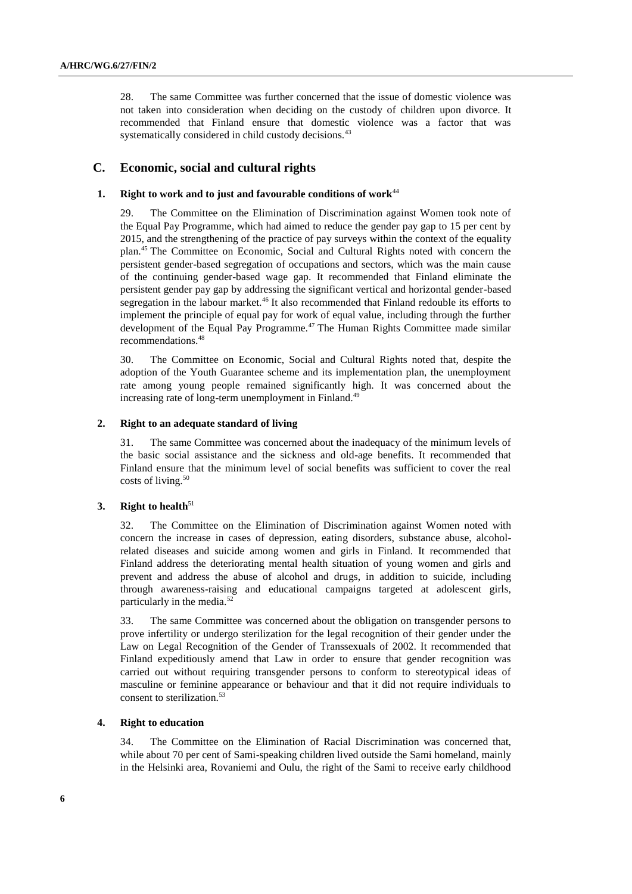28. The same Committee was further concerned that the issue of domestic violence was not taken into consideration when deciding on the custody of children upon divorce. It recommended that Finland ensure that domestic violence was a factor that was systematically considered in child custody decisions.[43]

## C. Economic, social and cultural rights

### 1. Right to work and to just and favourable conditions of work[44]

29. The Committee on the Elimination of Discrimination against Women took note of the Equal Pay Programme, which had aimed to reduce the gender pay gap to 15 per cent by 2015, and the strengthening of the practice of pay surveys within the context of the equality plan.[45] The Committee on Economic, Social and Cultural Rights noted with concern the persistent gender-based segregation of occupations and sectors, which was the main cause of the continuing gender-based wage gap. It recommended that Finland eliminate the persistent gender pay gap by addressing the significant vertical and horizontal gender-based segregation in the labour market.[46] It also recommended that Finland redouble its efforts to implement the principle of equal pay for work of equal value, including through the further development of the Equal Pay Programme.[47] The Human Rights Committee made similar recommendations.[48]

30. The Committee on Economic, Social and Cultural Rights noted that, despite the adoption of the Youth Guarantee scheme and its implementation plan, the unemployment rate among young people remained significantly high. It was concerned about the increasing rate of long-term unemployment in Finland.[49]

### 2. Right to an adequate standard of living

31. The same Committee was concerned about the inadequacy of the minimum levels of the basic social assistance and the sickness and old-age benefits. It recommended that Finland ensure that the minimum level of social benefits was sufficient to cover the real costs of living.[50]

### 3. Right to health[51]

32. The Committee on the Elimination of Discrimination against Women noted with concern the increase in cases of depression, eating disorders, substance abuse, alcohol-related diseases and suicide among women and girls in Finland. It recommended that Finland address the deteriorating mental health situation of young women and girls and prevent and address the abuse of alcohol and drugs, in addition to suicide, including through awareness-raising and educational campaigns targeted at adolescent girls, particularly in the media.[52]

33. The same Committee was concerned about the obligation on transgender persons to prove infertility or undergo sterilization for the legal recognition of their gender under the Law on Legal Recognition of the Gender of Transsexuals of 2002. It recommended that Finland expeditiously amend that Law in order to ensure that gender recognition was carried out without requiring transgender persons to conform to stereotypical ideas of masculine or feminine appearance or behaviour and that it did not require individuals to consent to sterilization.[53]

### 4. Right to education

34. The Committee on the Elimination of Racial Discrimination was concerned that, while about 70 per cent of Sami-speaking children lived outside the Sami homeland, mainly in the Helsinki area, Rovaniemi and Oulu, the right of the Sami to receive early childhood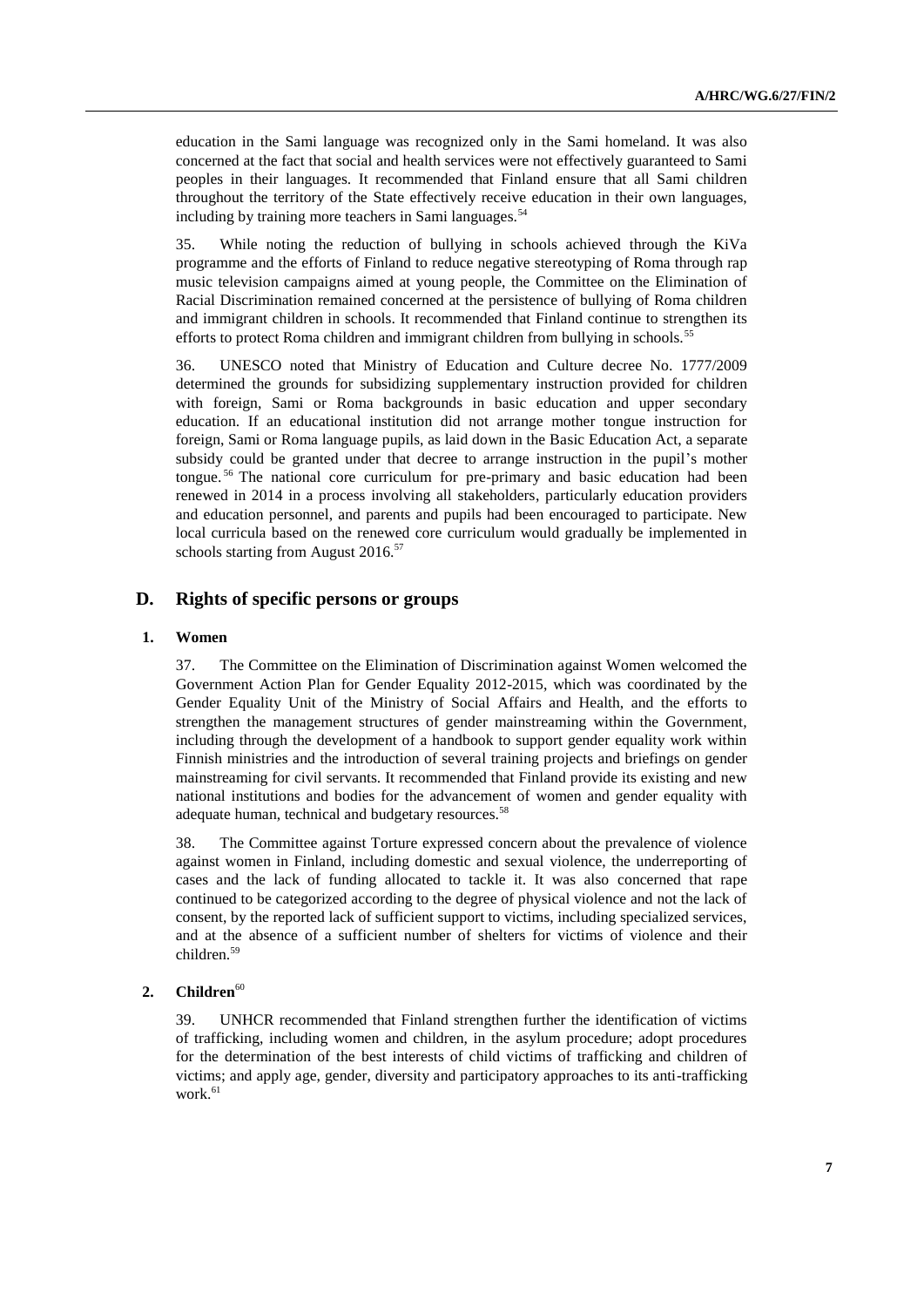education in the Sami language was recognized only in the Sami homeland. It was also concerned at the fact that social and health services were not effectively guaranteed to Sami peoples in their languages. It recommended that Finland ensure that all Sami children throughout the territory of the State effectively receive education in their own languages, including by training more teachers in Sami languages.[54]

35. While noting the reduction of bullying in schools achieved through the KiVa programme and the efforts of Finland to reduce negative stereotyping of Roma through rap music television campaigns aimed at young people, the Committee on the Elimination of Racial Discrimination remained concerned at the persistence of bullying of Roma children and immigrant children in schools. It recommended that Finland continue to strengthen its efforts to protect Roma children and immigrant children from bullying in schools.[55]

36. UNESCO noted that Ministry of Education and Culture decree No. 1777/2009 determined the grounds for subsidizing supplementary instruction provided for children with foreign, Sami or Roma backgrounds in basic education and upper secondary education. If an educational institution did not arrange mother tongue instruction for foreign, Sami or Roma language pupils, as laid down in the Basic Education Act, a separate subsidy could be granted under that decree to arrange instruction in the pupil's mother tongue.[56] The national core curriculum for pre-primary and basic education had been renewed in 2014 in a process involving all stakeholders, particularly education providers and education personnel, and parents and pupils had been encouraged to participate. New local curricula based on the renewed core curriculum would gradually be implemented in schools starting from August 2016.[57]

## D. Rights of specific persons or groups

### 1. Women

37. The Committee on the Elimination of Discrimination against Women welcomed the Government Action Plan for Gender Equality 2012-2015, which was coordinated by the Gender Equality Unit of the Ministry of Social Affairs and Health, and the efforts to strengthen the management structures of gender mainstreaming within the Government, including through the development of a handbook to support gender equality work within Finnish ministries and the introduction of several training projects and briefings on gender mainstreaming for civil servants. It recommended that Finland provide its existing and new national institutions and bodies for the advancement of women and gender equality with adequate human, technical and budgetary resources.[58]

38. The Committee against Torture expressed concern about the prevalence of violence against women in Finland, including domestic and sexual violence, the underreporting of cases and the lack of funding allocated to tackle it. It was also concerned that rape continued to be categorized according to the degree of physical violence and not the lack of consent, by the reported lack of sufficient support to victims, including specialized services, and at the absence of a sufficient number of shelters for victims of violence and their children.[59]

### 2. Children[60]

39. UNHCR recommended that Finland strengthen further the identification of victims of trafficking, including women and children, in the asylum procedure; adopt procedures for the determination of the best interests of child victims of trafficking and children of victims; and apply age, gender, diversity and participatory approaches to its anti-trafficking work.[61]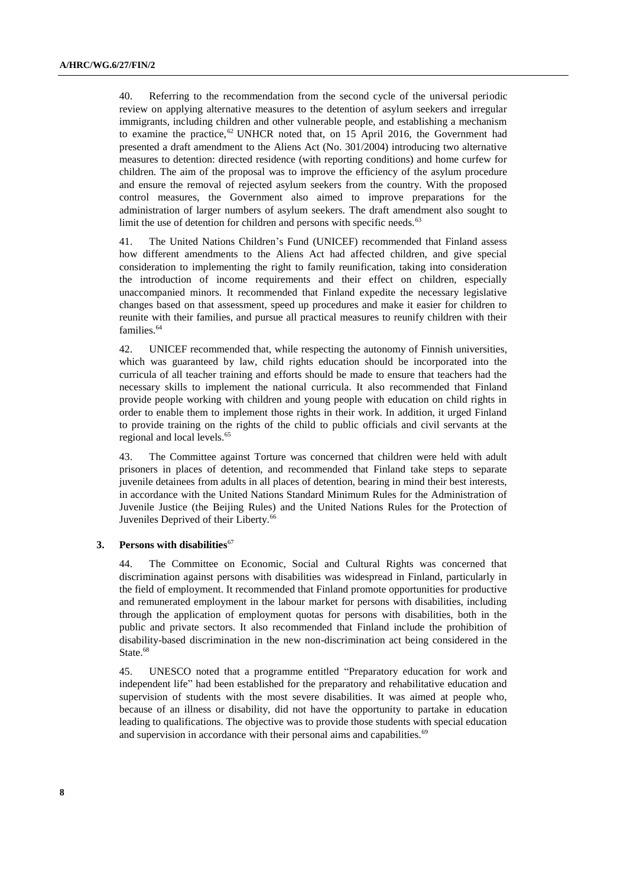40. Referring to the recommendation from the second cycle of the universal periodic review on applying alternative measures to the detention of asylum seekers and irregular immigrants, including children and other vulnerable people, and establishing a mechanism to examine the practice,[62] UNHCR noted that, on 15 April 2016, the Government had presented a draft amendment to the Aliens Act (No. 301/2004) introducing two alternative measures to detention: directed residence (with reporting conditions) and home curfew for children. The aim of the proposal was to improve the efficiency of the asylum procedure and ensure the removal of rejected asylum seekers from the country. With the proposed control measures, the Government also aimed to improve preparations for the administration of larger numbers of asylum seekers. The draft amendment also sought to limit the use of detention for children and persons with specific needs.[63]

41. The United Nations Children's Fund (UNICEF) recommended that Finland assess how different amendments to the Aliens Act had affected children, and give special consideration to implementing the right to family reunification, taking into consideration the introduction of income requirements and their effect on children, especially unaccompanied minors. It recommended that Finland expedite the necessary legislative changes based on that assessment, speed up procedures and make it easier for children to reunite with their families, and pursue all practical measures to reunify children with their families.[64]

42. UNICEF recommended that, while respecting the autonomy of Finnish universities, which was guaranteed by law, child rights education should be incorporated into the curricula of all teacher training and efforts should be made to ensure that teachers had the necessary skills to implement the national curricula. It also recommended that Finland provide people working with children and young people with education on child rights in order to enable them to implement those rights in their work. In addition, it urged Finland to provide training on the rights of the child to public officials and civil servants at the regional and local levels.[65]

43. The Committee against Torture was concerned that children were held with adult prisoners in places of detention, and recommended that Finland take steps to separate juvenile detainees from adults in all places of detention, bearing in mind their best interests, in accordance with the United Nations Standard Minimum Rules for the Administration of Juvenile Justice (the Beijing Rules) and the United Nations Rules for the Protection of Juveniles Deprived of their Liberty.[66]

### 3. Persons with disabilities[67]

44. The Committee on Economic, Social and Cultural Rights was concerned that discrimination against persons with disabilities was widespread in Finland, particularly in the field of employment. It recommended that Finland promote opportunities for productive and remunerated employment in the labour market for persons with disabilities, including through the application of employment quotas for persons with disabilities, both in the public and private sectors. It also recommended that Finland include the prohibition of disability-based discrimination in the new non-discrimination act being considered in the State.[68]

45. UNESCO noted that a programme entitled "Preparatory education for work and independent life" had been established for the preparatory and rehabilitative education and supervision of students with the most severe disabilities. It was aimed at people who, because of an illness or disability, did not have the opportunity to partake in education leading to qualifications. The objective was to provide those students with special education and supervision in accordance with their personal aims and capabilities.[69]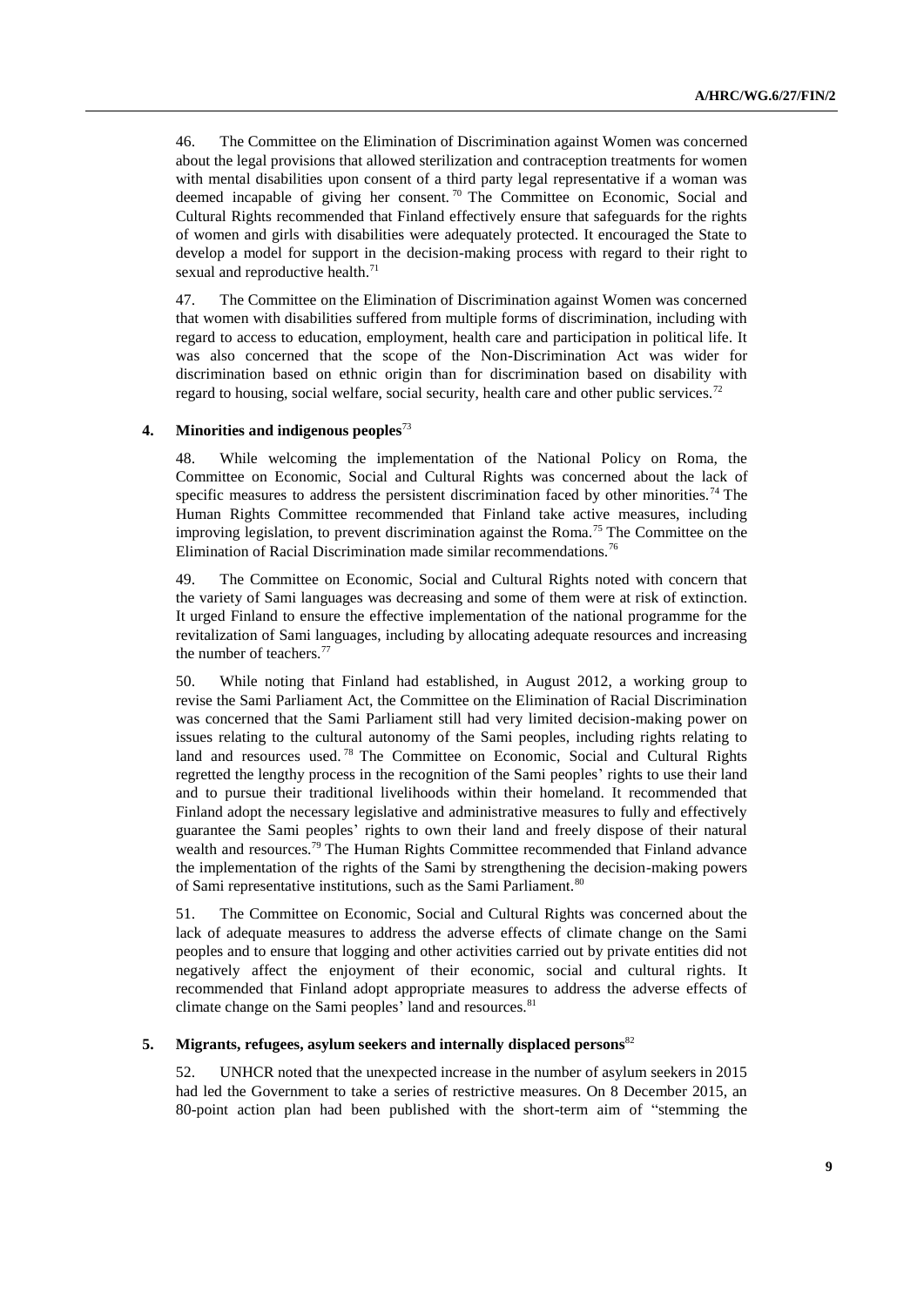46. The Committee on the Elimination of Discrimination against Women was concerned about the legal provisions that allowed sterilization and contraception treatments for women with mental disabilities upon consent of a third party legal representative if a woman was deemed incapable of giving her consent.[70] The Committee on Economic, Social and Cultural Rights recommended that Finland effectively ensure that safeguards for the rights of women and girls with disabilities were adequately protected. It encouraged the State to develop a model for support in the decision-making process with regard to their right to sexual and reproductive health.[71]

47. The Committee on the Elimination of Discrimination against Women was concerned that women with disabilities suffered from multiple forms of discrimination, including with regard to access to education, employment, health care and participation in political life. It was also concerned that the scope of the Non-Discrimination Act was wider for discrimination based on ethnic origin than for discrimination based on disability with regard to housing, social welfare, social security, health care and other public services.[72]

### 4. Minorities and indigenous peoples[73]

48. While welcoming the implementation of the National Policy on Roma, the Committee on Economic, Social and Cultural Rights was concerned about the lack of specific measures to address the persistent discrimination faced by other minorities.[74] The Human Rights Committee recommended that Finland take active measures, including improving legislation, to prevent discrimination against the Roma.[75] The Committee on the Elimination of Racial Discrimination made similar recommendations.[76]

49. The Committee on Economic, Social and Cultural Rights noted with concern that the variety of Sami languages was decreasing and some of them were at risk of extinction. It urged Finland to ensure the effective implementation of the national programme for the revitalization of Sami languages, including by allocating adequate resources and increasing the number of teachers.[77]

50. While noting that Finland had established, in August 2012, a working group to revise the Sami Parliament Act, the Committee on the Elimination of Racial Discrimination was concerned that the Sami Parliament still had very limited decision-making power on issues relating to the cultural autonomy of the Sami peoples, including rights relating to land and resources used.[78] The Committee on Economic, Social and Cultural Rights regretted the lengthy process in the recognition of the Sami peoples' rights to use their land and to pursue their traditional livelihoods within their homeland. It recommended that Finland adopt the necessary legislative and administrative measures to fully and effectively guarantee the Sami peoples' rights to own their land and freely dispose of their natural wealth and resources.[79] The Human Rights Committee recommended that Finland advance the implementation of the rights of the Sami by strengthening the decision-making powers of Sami representative institutions, such as the Sami Parliament.[80]

51. The Committee on Economic, Social and Cultural Rights was concerned about the lack of adequate measures to address the adverse effects of climate change on the Sami peoples and to ensure that logging and other activities carried out by private entities did not negatively affect the enjoyment of their economic, social and cultural rights. It recommended that Finland adopt appropriate measures to address the adverse effects of climate change on the Sami peoples' land and resources.[81]

### 5. Migrants, refugees, asylum seekers and internally displaced persons[82]

52. UNHCR noted that the unexpected increase in the number of asylum seekers in 2015 had led the Government to take a series of restrictive measures. On 8 December 2015, an 80-point action plan had been published with the short-term aim of "stemming the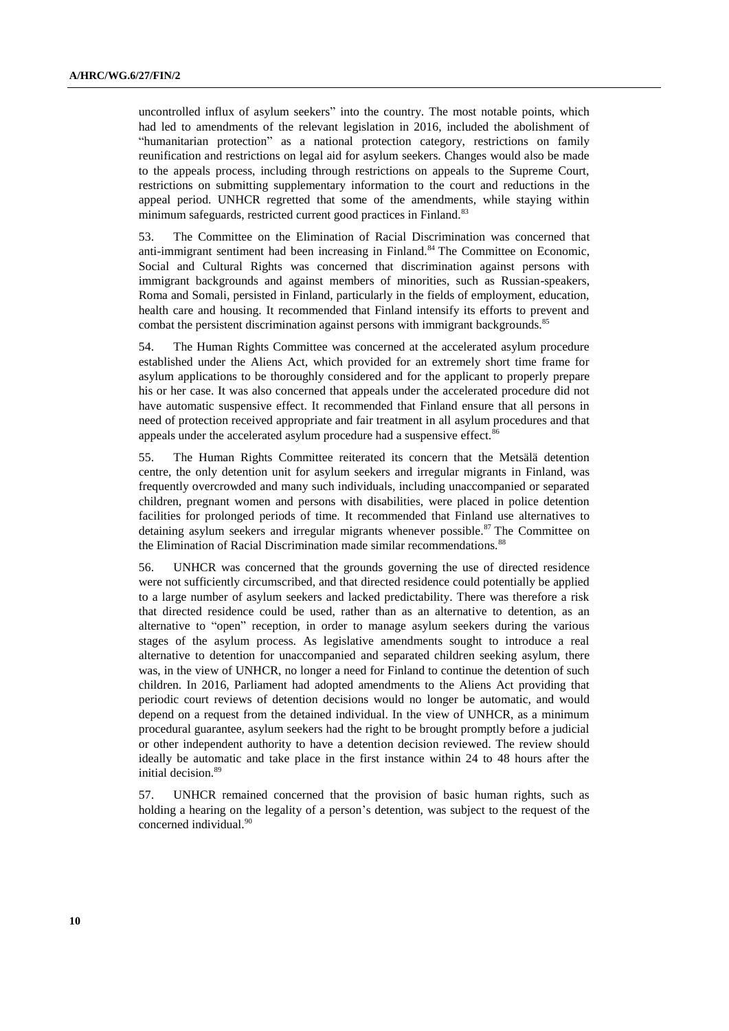uncontrolled influx of asylum seekers" into the country. The most notable points, which had led to amendments of the relevant legislation in 2016, included the abolishment of "humanitarian protection" as a national protection category, restrictions on family reunification and restrictions on legal aid for asylum seekers. Changes would also be made to the appeals process, including through restrictions on appeals to the Supreme Court, restrictions on submitting supplementary information to the court and reductions in the appeal period. UNHCR regretted that some of the amendments, while staying within minimum safeguards, restricted current good practices in Finland.[83]

53. The Committee on the Elimination of Racial Discrimination was concerned that anti-immigrant sentiment had been increasing in Finland.[84] The Committee on Economic, Social and Cultural Rights was concerned that discrimination against persons with immigrant backgrounds and against members of minorities, such as Russian-speakers, Roma and Somali, persisted in Finland, particularly in the fields of employment, education, health care and housing. It recommended that Finland intensify its efforts to prevent and combat the persistent discrimination against persons with immigrant backgrounds.[85]

54. The Human Rights Committee was concerned at the accelerated asylum procedure established under the Aliens Act, which provided for an extremely short time frame for asylum applications to be thoroughly considered and for the applicant to properly prepare his or her case. It was also concerned that appeals under the accelerated procedure did not have automatic suspensive effect. It recommended that Finland ensure that all persons in need of protection received appropriate and fair treatment in all asylum procedures and that appeals under the accelerated asylum procedure had a suspensive effect.[86]

55. The Human Rights Committee reiterated its concern that the Metsälä detention centre, the only detention unit for asylum seekers and irregular migrants in Finland, was frequently overcrowded and many such individuals, including unaccompanied or separated children, pregnant women and persons with disabilities, were placed in police detention facilities for prolonged periods of time. It recommended that Finland use alternatives to detaining asylum seekers and irregular migrants whenever possible.[87] The Committee on the Elimination of Racial Discrimination made similar recommendations.[88]

56. UNHCR was concerned that the grounds governing the use of directed residence were not sufficiently circumscribed, and that directed residence could potentially be applied to a large number of asylum seekers and lacked predictability. There was therefore a risk that directed residence could be used, rather than as an alternative to detention, as an alternative to "open" reception, in order to manage asylum seekers during the various stages of the asylum process. As legislative amendments sought to introduce a real alternative to detention for unaccompanied and separated children seeking asylum, there was, in the view of UNHCR, no longer a need for Finland to continue the detention of such children. In 2016, Parliament had adopted amendments to the Aliens Act providing that periodic court reviews of detention decisions would no longer be automatic, and would depend on a request from the detained individual. In the view of UNHCR, as a minimum procedural guarantee, asylum seekers had the right to be brought promptly before a judicial or other independent authority to have a detention decision reviewed. The review should ideally be automatic and take place in the first instance within 24 to 48 hours after the initial decision.[89]

57. UNHCR remained concerned that the provision of basic human rights, such as holding a hearing on the legality of a person's detention, was subject to the request of the concerned individual.[90]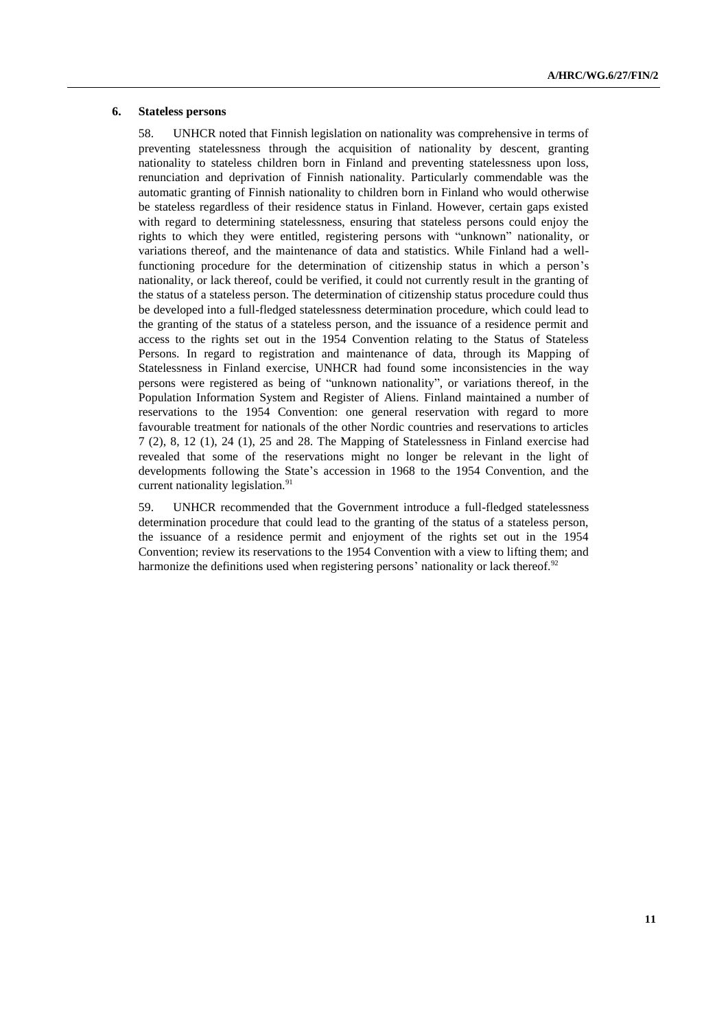### 6. Stateless persons

58. UNHCR noted that Finnish legislation on nationality was comprehensive in terms of preventing statelessness through the acquisition of nationality by descent, granting nationality to stateless children born in Finland and preventing statelessness upon loss, renunciation and deprivation of Finnish nationality. Particularly commendable was the automatic granting of Finnish nationality to children born in Finland who would otherwise be stateless regardless of their residence status in Finland. However, certain gaps existed with regard to determining statelessness, ensuring that stateless persons could enjoy the rights to which they were entitled, registering persons with "unknown" nationality, or variations thereof, and the maintenance of data and statistics. While Finland had a well-functioning procedure for the determination of citizenship status in which a person's nationality, or lack thereof, could be verified, it could not currently result in the granting of the status of a stateless person. The determination of citizenship status procedure could thus be developed into a full-fledged statelessness determination procedure, which could lead to the granting of the status of a stateless person, and the issuance of a residence permit and access to the rights set out in the 1954 Convention relating to the Status of Stateless Persons. In regard to registration and maintenance of data, through its Mapping of Statelessness in Finland exercise, UNHCR had found some inconsistencies in the way persons were registered as being of "unknown nationality", or variations thereof, in the Population Information System and Register of Aliens. Finland maintained a number of reservations to the 1954 Convention: one general reservation with regard to more favourable treatment for nationals of the other Nordic countries and reservations to articles 7 (2), 8, 12 (1), 24 (1), 25 and 28. The Mapping of Statelessness in Finland exercise had revealed that some of the reservations might no longer be relevant in the light of developments following the State's accession in 1968 to the 1954 Convention, and the current nationality legislation.[91]

59. UNHCR recommended that the Government introduce a full-fledged statelessness determination procedure that could lead to the granting of the status of a stateless person, the issuance of a residence permit and enjoyment of the rights set out in the 1954 Convention; review its reservations to the 1954 Convention with a view to lifting them; and harmonize the definitions used when registering persons' nationality or lack thereof.[92]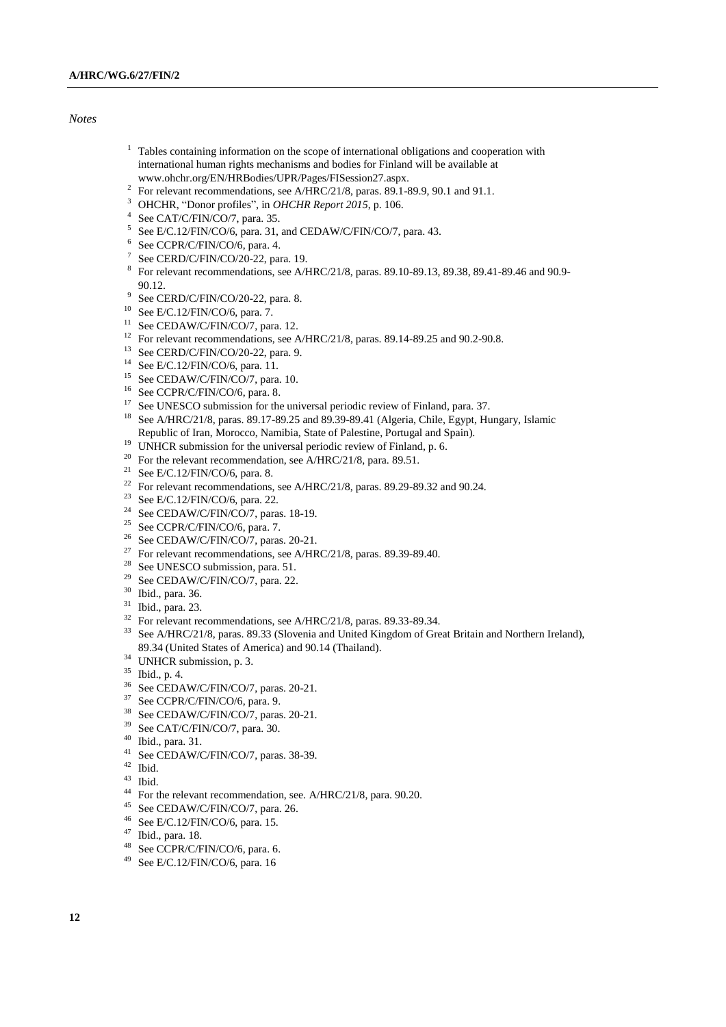*Notes*

[1] Tables containing information on the scope of international obligations and cooperation with international human rights mechanisms and bodies for Finland will be available at www.ohchr.org/EN/HRBodies/UPR/Pages/FISession27.aspx.

[2] For relevant recommendations, see A/HRC/21/8, paras. 89.1-89.9, 90.1 and 91.1.

[3] OHCHR, "Donor profiles", in *OHCHR Report 2015*, p. 106.

[4] See CAT/C/FIN/CO/7, para. 35.

[5] See E/C.12/FIN/CO/6, para. 31, and CEDAW/C/FIN/CO/7, para. 43.

[6] See CCPR/C/FIN/CO/6, para. 4.

[7] See CERD/C/FIN/CO/20-22, para. 19.

[8] For relevant recommendations, see A/HRC/21/8, paras. 89.10-89.13, 89.38, 89.41-89.46 and 90.9-90.12.

[9] See CERD/C/FIN/CO/20-22, para. 8.

[10] See E/C.12/FIN/CO/6, para. 7.

[11] See CEDAW/C/FIN/CO/7, para. 12.

[12] For relevant recommendations, see A/HRC/21/8, paras. 89.14-89.25 and 90.2-90.8.

[13] See CERD/C/FIN/CO/20-22, para. 9.

[14] See E/C.12/FIN/CO/6, para. 11.

[15] See CEDAW/C/FIN/CO/7, para. 10.

[16] See CCPR/C/FIN/CO/6, para. 8.

[17] See UNESCO submission for the universal periodic review of Finland, para. 37.

[18] See A/HRC/21/8, paras. 89.17-89.25 and 89.39-89.41 (Algeria, Chile, Egypt, Hungary, Islamic Republic of Iran, Morocco, Namibia, State of Palestine, Portugal and Spain).

[19] UNHCR submission for the universal periodic review of Finland, p. 6.

[20] For the relevant recommendation, see A/HRC/21/8, para. 89.51.

[21] See E/C.12/FIN/CO/6, para. 8.

[22] For relevant recommendations, see A/HRC/21/8, paras. 89.29-89.32 and 90.24.

[23] See E/C.12/FIN/CO/6, para. 22.

[24] See CEDAW/C/FIN/CO/7, paras. 18-19.

[25] See CCPR/C/FIN/CO/6, para. 7.

[26] See CEDAW/C/FIN/CO/7, paras. 20-21.

[27] For relevant recommendations, see A/HRC/21/8, paras. 89.39-89.40.

[28] See UNESCO submission, para. 51.

[29] See CEDAW/C/FIN/CO/7, para. 22.

[30] Ibid., para. 36.

[31] Ibid., para. 23.

[32] For relevant recommendations, see A/HRC/21/8, paras. 89.33-89.34.

[33] See A/HRC/21/8, paras. 89.33 (Slovenia and United Kingdom of Great Britain and Northern Ireland), 89.34 (United States of America) and 90.14 (Thailand).

[34] UNHCR submission, p. 3.

[35] Ibid., p. 4.

[36] See CEDAW/C/FIN/CO/7, paras. 20-21.

[37] See CCPR/C/FIN/CO/6, para. 9.

[38] See CEDAW/C/FIN/CO/7, paras. 20-21.

[39] See CAT/C/FIN/CO/7, para. 30.

[40] Ibid., para. 31.

[41] See CEDAW/C/FIN/CO/7, paras. 38-39.

[42] Ibid.

[43] Ibid.

[44] For the relevant recommendation, see. A/HRC/21/8, para. 90.20.

[45] See CEDAW/C/FIN/CO/7, para. 26.

[46] See E/C.12/FIN/CO/6, para. 15.

[47] Ibid., para. 18.

[48] See CCPR/C/FIN/CO/6, para. 6.

[49] See E/C.12/FIN/CO/6, para. 16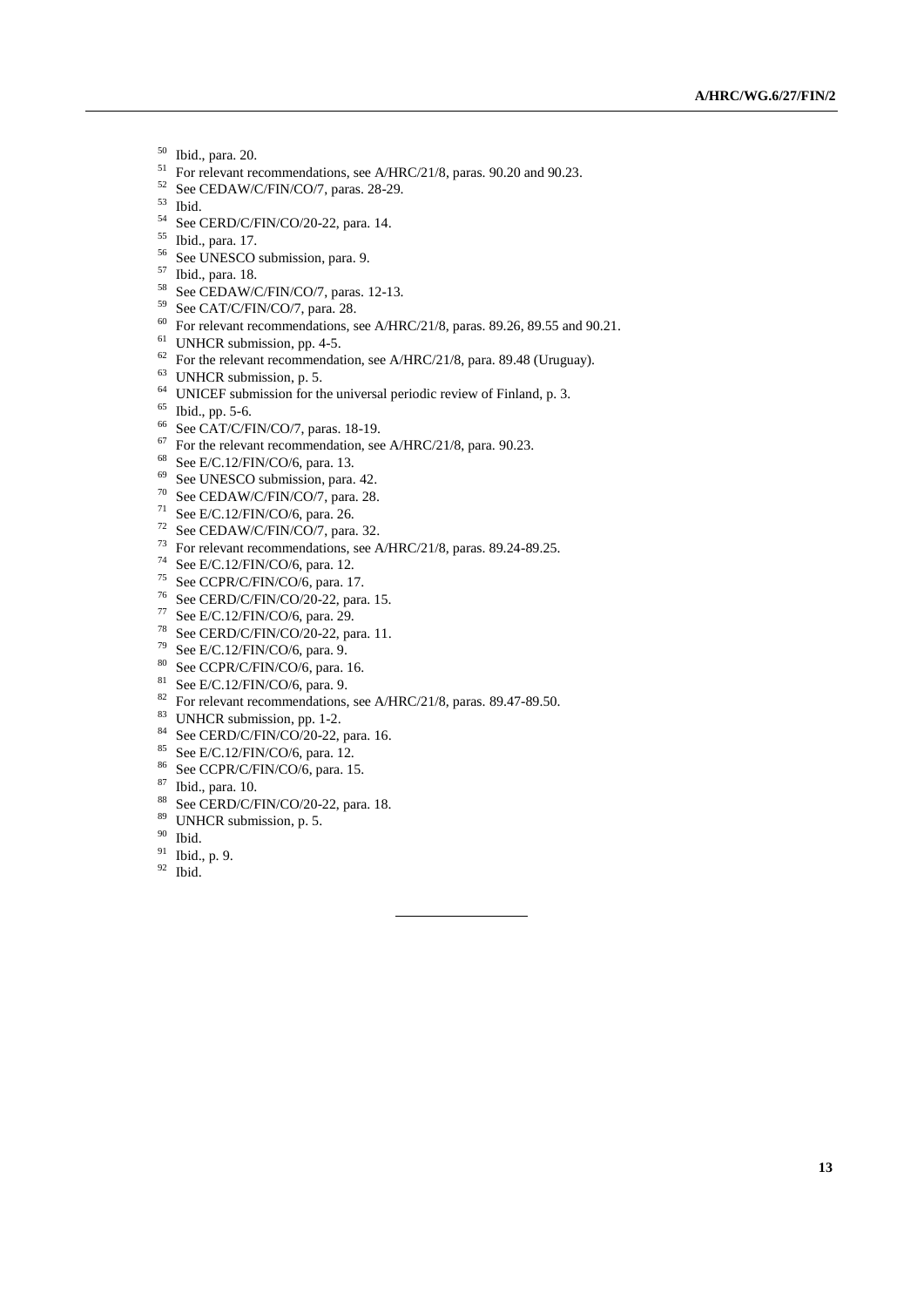[50] Ibid., para. 20.
[51] For relevant recommendations, see A/HRC/21/8, paras. 90.20 and 90.23.
[52] See CEDAW/C/FIN/CO/7, paras. 28-29.
[53] Ibid.
[54] See CERD/C/FIN/CO/20-22, para. 14.
[55] Ibid., para. 17.
[56] See UNESCO submission, para. 9.
[57] Ibid., para. 18.
[58] See CEDAW/C/FIN/CO/7, paras. 12-13.
[59] See CAT/C/FIN/CO/7, para. 28.
[60] For relevant recommendations, see A/HRC/21/8, paras. 89.26, 89.55 and 90.21.
[61] UNHCR submission, pp. 4-5.
[62] For the relevant recommendation, see A/HRC/21/8, para. 89.48 (Uruguay).
[63] UNHCR submission, p. 5.
[64] UNICEF submission for the universal periodic review of Finland, p. 3.
[65] Ibid., pp. 5-6.
[66] See CAT/C/FIN/CO/7, paras. 18-19.
[67] For the relevant recommendation, see A/HRC/21/8, para. 90.23.
[68] See E/C.12/FIN/CO/6, para. 13.
[69] See UNESCO submission, para. 42.
[70] See CEDAW/C/FIN/CO/7, para. 28.
[71] See E/C.12/FIN/CO/6, para. 26.
[72] See CEDAW/C/FIN/CO/7, para. 32.
[73] For relevant recommendations, see A/HRC/21/8, paras. 89.24-89.25.
[74] See E/C.12/FIN/CO/6, para. 12.
[75] See CCPR/C/FIN/CO/6, para. 17.
[76] See CERD/C/FIN/CO/20-22, para. 15.
[77] See E/C.12/FIN/CO/6, para. 29.
[78] See CERD/C/FIN/CO/20-22, para. 11.
[79] See E/C.12/FIN/CO/6, para. 9.
[80] See CCPR/C/FIN/CO/6, para. 16.
[81] See E/C.12/FIN/CO/6, para. 9.
[82] For relevant recommendations, see A/HRC/21/8, paras. 89.47-89.50.
[83] UNHCR submission, pp. 1-2.
[84] See CERD/C/FIN/CO/20-22, para. 16.
[85] See E/C.12/FIN/CO/6, para. 12.
[86] See CCPR/C/FIN/CO/6, para. 15.
[87] Ibid., para. 10.
[88] See CERD/C/FIN/CO/20-22, para. 18.
[89] UNHCR submission, p. 5.
[90] Ibid.
[91] Ibid., p. 9.
[92] Ibid.